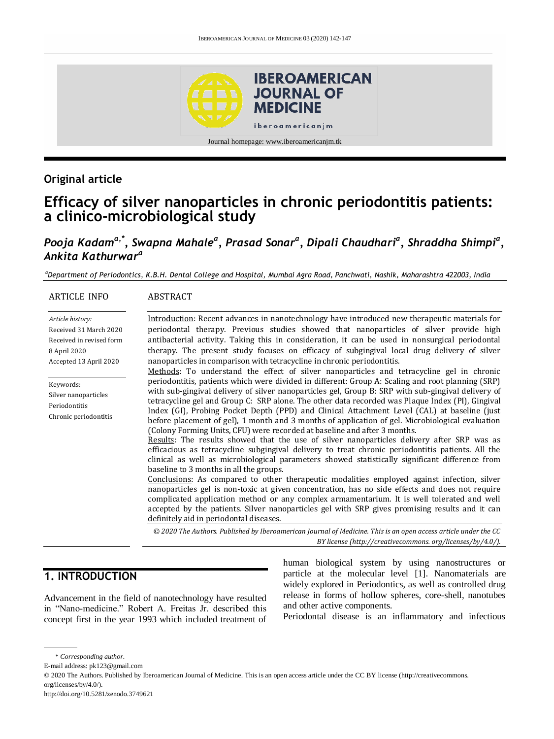Original article

# Efficacy of silver nanoparticles in chronic periodontitis patients: a clinico-microbiological study

*Pooja Kadam[a,*], Swapna Mahale[a], Prasad Sonar[a], Dipali Chaudhari[a], Shraddha Shimpi[a], Ankita Kathurwar[a]*

[a] *Department of Periodontics, K.B.H. Dental College and Hospital, Mumbai Agra Road, Panchwati, Nashik, Maharashtra 422003, India*

**ARTICLE INFO**

*Article history:*
Received 31 March 2020
Received in revised form 8 April 2020
Accepted 13 April 2020

Keywords:
Silver nanoparticles
Periodontitis
Chronic periodontitis

**ABSTRACT**

Introduction: Recent advances in nanotechnology have introduced new therapeutic materials for periodontal therapy. Previous studies showed that nanoparticles of silver provide high antibacterial activity. Taking this in consideration, it can be used in nonsurgical periodontal therapy. The present study focuses on efficacy of subgingival local drug delivery of silver nanoparticles in comparison with tetracycline in chronic periodontitis.

Methods: To understand the effect of silver nanoparticles and tetracycline gel in chronic periodontitis, patients which were divided in different: Group A: Scaling and root planning (SRP) with sub-gingival delivery of silver nanoparticles gel, Group B: SRP with sub-gingival delivery of tetracycline gel and Group C: SRP alone. The other data recorded was Plaque Index (PI), Gingival Index (GI), Probing Pocket Depth (PPD) and Clinical Attachment Level (CAL) at baseline (just before placement of gel), 1 month and 3 months of application of gel. Microbiological evaluation (Colony Forming Units, CFU) were recorded at baseline and after 3 months.

Results: The results showed that the use of silver nanoparticles delivery after SRP was as efficacious as tetracycline subgingival delivery to treat chronic periodontitis patients. All the clinical as well as microbiological parameters showed statistically significant difference from baseline to 3 months in all the groups.

Conclusions: As compared to other therapeutic modalities employed against infection, silver nanoparticles gel is non-toxic at given concentration, has no side effects and does not require complicated application method or any complex armamentarium. It is well tolerated and well accepted by the patients. Silver nanoparticles gel with SRP gives promising results and it can definitely aid in periodontal diseases.

*© 2020 The Authors. Published by Iberoamerican Journal of Medicine. This is an open access article under the CC BY license (http://creativecommons. org/licenses/by/4.0/).*

## 1. INTRODUCTION

Advancement in the field of nanotechnology have resulted in "Nano-medicine." Robert A. Freitas Jr. described this concept first in the year 1993 which included treatment of human biological system by using nanostructures or particle at the molecular level [1]. Nanomaterials are widely explored in Periodontics, as well as controlled drug release in forms of hollow spheres, core-shell, nanotubes and other active components.

Periodontal disease is an inflammatory and infectious

---

\* *Corresponding author.*
E-mail address: pk123@gmail.com
© 2020 The Authors. Published by Iberoamerican Journal of Medicine. This is an open access article under the CC BY license (http://creativecommons. org/licenses/by/4.0/).
http://doi.org/10.5281/zenodo.3749621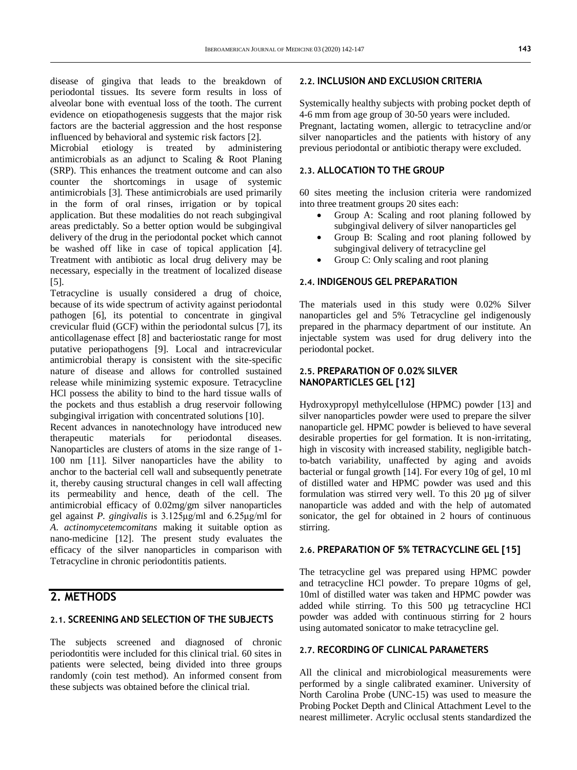disease of gingiva that leads to the breakdown of periodontal tissues. Its severe form results in loss of alveolar bone with eventual loss of the tooth. The current evidence on etiopathogenesis suggests that the major risk factors are the bacterial aggression and the host response influenced by behavioral and systemic risk factors [2].

Microbial etiology is treated by administering antimicrobials as an adjunct to Scaling & Root Planing (SRP). This enhances the treatment outcome and can also counter the shortcomings in usage of systemic antimicrobials [3]. These antimicrobials are used primarily in the form of oral rinses, irrigation or by topical application. But these modalities do not reach subgingival areas predictably. So a better option would be subgingival delivery of the drug in the periodontal pocket which cannot be washed off like in case of topical application [4]. Treatment with antibiotic as local drug delivery may be necessary, especially in the treatment of localized disease [5].

Tetracycline is usually considered a drug of choice, because of its wide spectrum of activity against periodontal pathogen [6], its potential to concentrate in gingival crevicular fluid (GCF) within the periodontal sulcus [7], its anticollagenase effect [8] and bacteriostatic range for most putative periopathogens [9]. Local and intracrevicular antimicrobial therapy is consistent with the site-specific nature of disease and allows for controlled sustained release while minimizing systemic exposure. Tetracycline HCl possess the ability to bind to the hard tissue walls of the pockets and thus establish a drug reservoir following subgingival irrigation with concentrated solutions [10].

Recent advances in nanotechnology have introduced new therapeutic materials for periodontal diseases. Nanoparticles are clusters of atoms in the size range of 1-100 nm [11]. Silver nanoparticles have the ability to anchor to the bacterial cell wall and subsequently penetrate it, thereby causing structural changes in cell wall affecting its permeability and hence, death of the cell. The antimicrobial efficacy of 0.02mg/gm silver nanoparticles gel against *P. gingivalis* is 3.125μg/ml and 6.25μg/ml for *A. actinomycetemcomitans* making it suitable option as nano-medicine [12]. The present study evaluates the efficacy of the silver nanoparticles in comparison with Tetracycline in chronic periodontitis patients.

## 2. METHODS

### 2.1. SCREENING AND SELECTION OF THE SUBJECTS

The subjects screened and diagnosed of chronic periodontitis were included for this clinical trial. 60 sites in patients were selected, being divided into three groups randomly (coin test method). An informed consent from these subjects was obtained before the clinical trial.

### 2.2. INCLUSION AND EXCLUSION CRITERIA

Systemically healthy subjects with probing pocket depth of 4-6 mm from age group of 30-50 years were included.
Pregnant, lactating women, allergic to tetracycline and/or silver nanoparticles and the patients with history of any previous periodontal or antibiotic therapy were excluded.

### 2.3. ALLOCATION TO THE GROUP

60 sites meeting the inclusion criteria were randomized into three treatment groups 20 sites each:

- Group A: Scaling and root planing followed by subgingival delivery of silver nanoparticles gel
- Group B: Scaling and root planing followed by subgingival delivery of tetracycline gel
- Group C: Only scaling and root planing

### 2.4. INDIGENOUS GEL PREPARATION

The materials used in this study were 0.02% Silver nanoparticles gel and 5% Tetracycline gel indigenously prepared in the pharmacy department of our institute. An injectable system was used for drug delivery into the periodontal pocket.

### 2.5. PREPARATION OF 0.02% SILVER NANOPARTICLES GEL [12]

Hydroxypropyl methylcellulose (HPMC) powder [13] and silver nanoparticles powder were used to prepare the silver nanoparticle gel. HPMC powder is believed to have several desirable properties for gel formation. It is non-irritating, high in viscosity with increased stability, negligible batch-to-batch variability, unaffected by aging and avoids bacterial or fungal growth [14]. For every 10g of gel, 10 ml of distilled water and HPMC powder was used and this formulation was stirred very well. To this 20 µg of silver nanoparticle was added and with the help of automated sonicator, the gel for obtained in 2 hours of continuous stirring.

### 2.6. PREPARATION OF 5% TETRACYCLINE GEL [15]

The tetracycline gel was prepared using HPMC powder and tetracycline HCl powder. To prepare 10gms of gel, 10ml of distilled water was taken and HPMC powder was added while stirring. To this 500 µg tetracycline HCl powder was added with continuous stirring for 2 hours using automated sonicator to make tetracycline gel.

### 2.7. RECORDING OF CLINICAL PARAMETERS

All the clinical and microbiological measurements were performed by a single calibrated examiner. University of North Carolina Probe (UNC-15) was used to measure the Probing Pocket Depth and Clinical Attachment Level to the nearest millimeter. Acrylic occlusal stents standardized the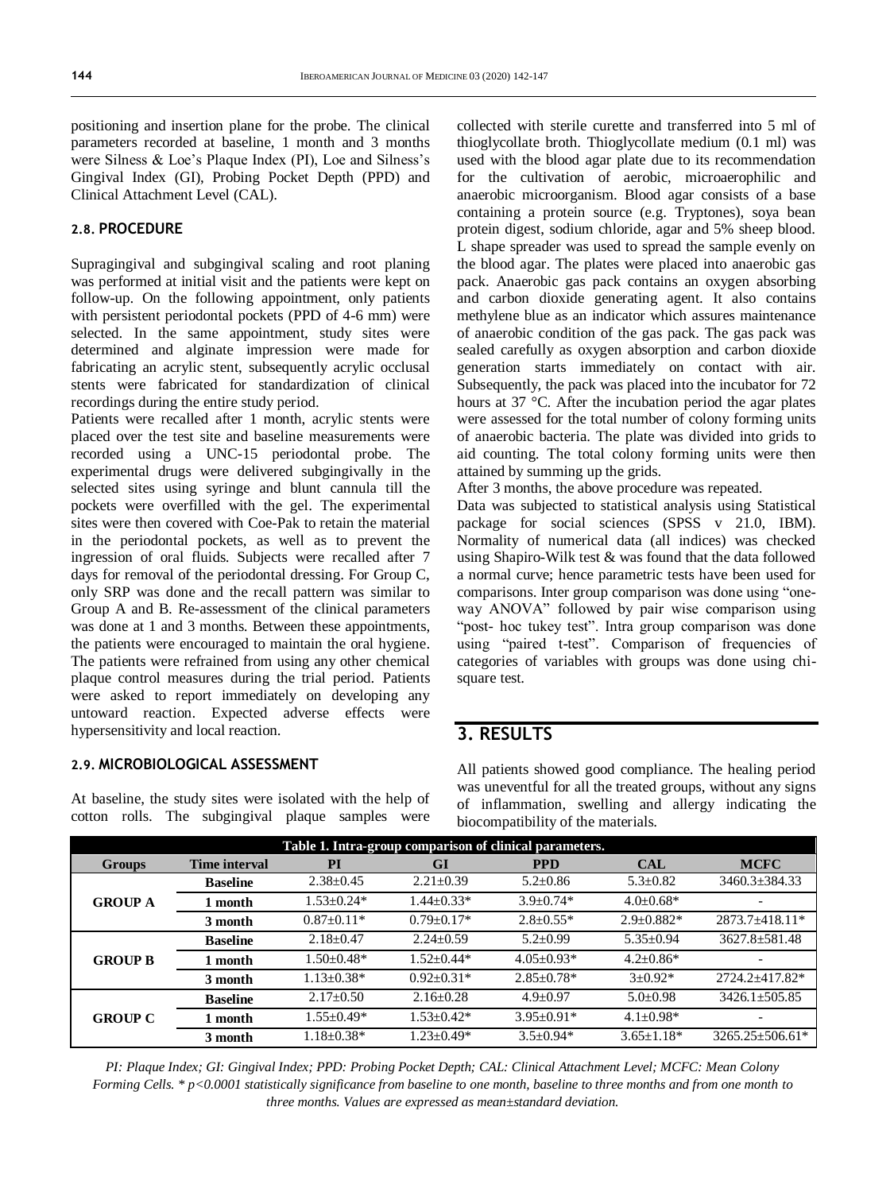positioning and insertion plane for the probe. The clinical parameters recorded at baseline, 1 month and 3 months were Silness & Loe's Plaque Index (PI), Loe and Silness's Gingival Index (GI), Probing Pocket Depth (PPD) and Clinical Attachment Level (CAL).

### 2.8. PROCEDURE

Supragingival and subgingival scaling and root planing was performed at initial visit and the patients were kept on follow-up. On the following appointment, only patients with persistent periodontal pockets (PPD of 4-6 mm) were selected. In the same appointment, study sites were determined and alginate impression were made for fabricating an acrylic stent, subsequently acrylic occlusal stents were fabricated for standardization of clinical recordings during the entire study period.

Patients were recalled after 1 month, acrylic stents were placed over the test site and baseline measurements were recorded using a UNC-15 periodontal probe. The experimental drugs were delivered subgingivally in the selected sites using syringe and blunt cannula till the pockets were overfilled with the gel. The experimental sites were then covered with Coe-Pak to retain the material in the periodontal pockets, as well as to prevent the ingression of oral fluids. Subjects were recalled after 7 days for removal of the periodontal dressing. For Group C, only SRP was done and the recall pattern was similar to Group A and B. Re-assessment of the clinical parameters was done at 1 and 3 months. Between these appointments, the patients were encouraged to maintain the oral hygiene. The patients were refrained from using any other chemical plaque control measures during the trial period. Patients were asked to report immediately on developing any untoward reaction. Expected adverse effects were hypersensitivity and local reaction.

### 2.9. MICROBIOLOGICAL ASSESSMENT

At baseline, the study sites were isolated with the help of cotton rolls. The subgingival plaque samples were collected with sterile curette and transferred into 5 ml of thioglycollate broth. Thioglycollate medium (0.1 ml) was used with the blood agar plate due to its recommendation for the cultivation of aerobic, microaerophilic and anaerobic microorganism. Blood agar consists of a base containing a protein source (e.g. Tryptones), soya bean protein digest, sodium chloride, agar and 5% sheep blood. L shape spreader was used to spread the sample evenly on the blood agar. The plates were placed into anaerobic gas pack. Anaerobic gas pack contains an oxygen absorbing and carbon dioxide generating agent. It also contains methylene blue as an indicator which assures maintenance of anaerobic condition of the gas pack. The gas pack was sealed carefully as oxygen absorption and carbon dioxide generation starts immediately on contact with air. Subsequently, the pack was placed into the incubator for 72 hours at 37 °C. After the incubation period the agar plates were assessed for the total number of colony forming units of anaerobic bacteria. The plate was divided into grids to aid counting. The total colony forming units were then attained by summing up the grids.

After 3 months, the above procedure was repeated.

Data was subjected to statistical analysis using Statistical package for social sciences (SPSS v 21.0, IBM). Normality of numerical data (all indices) was checked using Shapiro-Wilk test & was found that the data followed a normal curve; hence parametric tests have been used for comparisons. Inter group comparison was done using "one-way ANOVA" followed by pair wise comparison using "post- hoc tukey test". Intra group comparison was done using "paired t-test". Comparison of frequencies of categories of variables with groups was done using chi-square test.

## 3. RESULTS

All patients showed good compliance. The healing period was uneventful for all the treated groups, without any signs of inflammation, swelling and allergy indicating the biocompatibility of the materials.

**Table 1. Intra-group comparison of clinical parameters.**

| Groups | Time interval | PI | GI | PPD | CAL | MCFC |
|---|---|---|---|---|---|---|
| GROUP A | Baseline | 2.38±0.45 | 2.21±0.39 | 5.2±0.86 | 5.3±0.82 | 3460.3±384.33 |
| | 1 month | 1.53±0.24* | 1.44±0.33* | 3.9±0.74* | 4.0±0.68* | - |
| | 3 month | 0.87±0.11* | 0.79±0.17* | 2.8±0.55* | 2.9±0.882* | 2873.7±418.11* |
| GROUP B | Baseline | 2.18±0.47 | 2.24±0.59 | 5.2±0.99 | 5.35±0.94 | 3627.8±581.48 |
| | 1 month | 1.50±0.48* | 1.52±0.44* | 4.05±0.93* | 4.2±0.86* | - |
| | 3 month | 1.13±0.38* | 0.92±0.31* | 2.85±0.78* | 3±0.92* | 2724.2±417.82* |
| GROUP C | Baseline | 2.17±0.50 | 2.16±0.28 | 4.9±0.97 | 5.0±0.98 | 3426.1±505.85 |
| | 1 month | 1.55±0.49* | 1.53±0.42* | 3.95±0.91* | 4.1±0.98* | - |
| | 3 month | 1.18±0.38* | 1.23±0.49* | 3.5±0.94* | 3.65±1.18* | 3265.25±506.61* |

*PI: Plaque Index; GI: Gingival Index; PPD: Probing Pocket Depth; CAL: Clinical Attachment Level; MCFC: Mean Colony Forming Cells. * $p<0.0001$ statistically significance from baseline to one month, baseline to three months and from one month to three months. Values are expressed as mean±standard deviation.*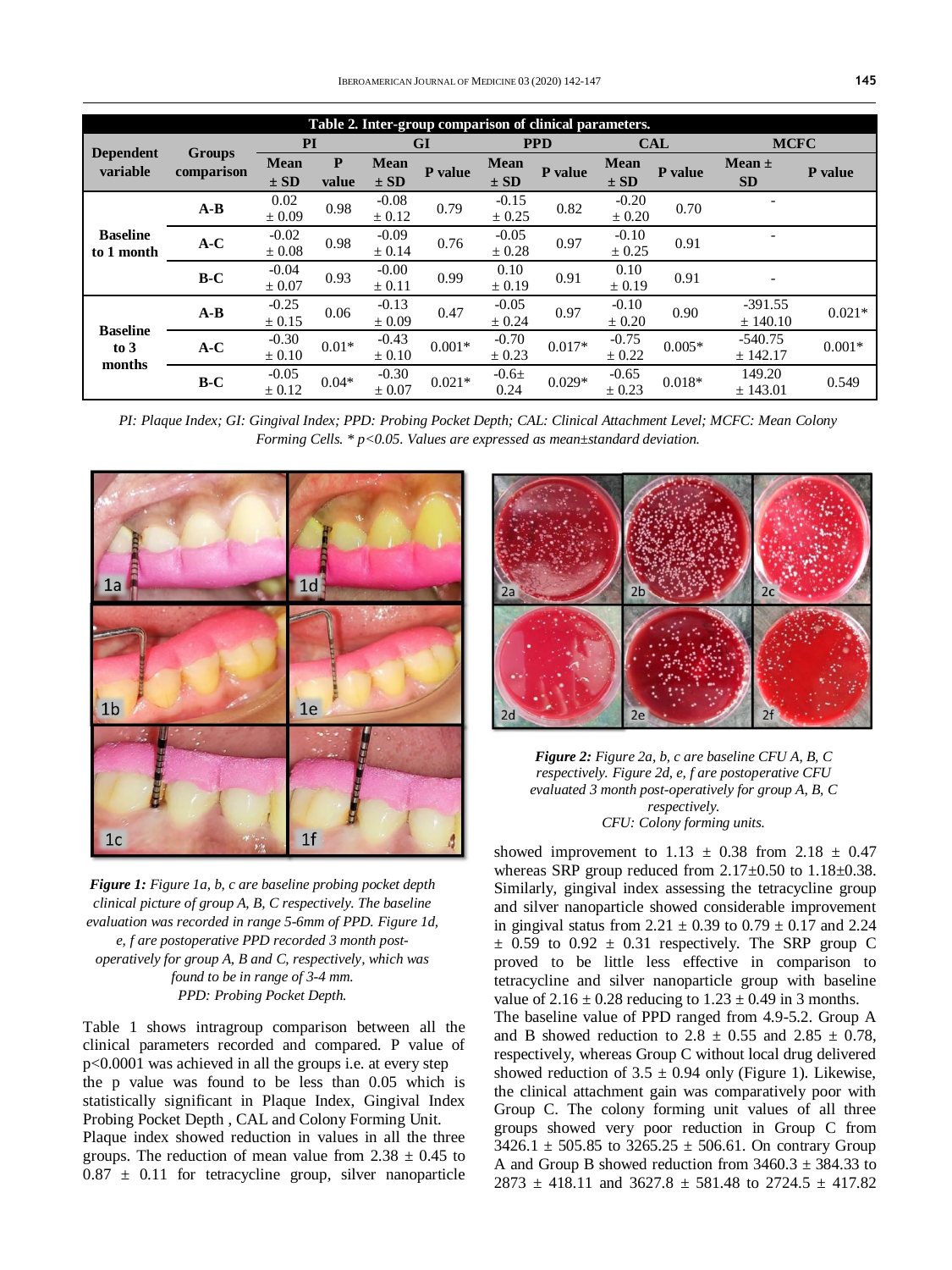**Table 2. Inter-group comparison of clinical parameters.**

| Dependent variable | Groups comparison | PI | | GI | | PPD | | CAL | | MCFC | |
|---|---|---|---|---|---|---|---|---|---|---|---|
| | | Mean ± SD | P value | Mean ± SD | P value | Mean ± SD | P value | Mean ± SD | P value | Mean ± SD | P value |
| Baseline to 1 month | A-B | 0.02 ± 0.09 | 0.98 | -0.08 ± 0.12 | 0.79 | -0.15 ± 0.25 | 0.82 | -0.20 ± 0.20 | 0.70 | - | |
| | A-C | -0.02 ± 0.08 | 0.98 | -0.09 ± 0.14 | 0.76 | -0.05 ± 0.28 | 0.97 | -0.10 ± 0.25 | 0.91 | - | |
| | B-C | -0.04 ± 0.07 | 0.93 | -0.00 ± 0.11 | 0.99 | 0.10 ± 0.19 | 0.91 | 0.10 ± 0.19 | 0.91 | - | |
| Baseline to 3 months | A-B | -0.25 ± 0.15 | 0.06 | -0.13 ± 0.09 | 0.47 | -0.05 ± 0.24 | 0.97 | -0.10 ± 0.20 | 0.90 | -391.55 ± 140.10 | 0.021* |
| | A-C | -0.30 ± 0.10 | 0.01* | -0.43 ± 0.10 | 0.001* | -0.70 ± 0.23 | 0.017* | -0.75 ± 0.22 | 0.005* | -540.75 ± 142.17 | 0.001* |
| | B-C | -0.05 ± 0.12 | 0.04* | -0.30 ± 0.07 | 0.021* | -0.6± 0.24 | 0.029* | -0.65 ± 0.23 | 0.018* | 149.20 ± 143.01 | 0.549 |

*PI: Plaque Index; GI: Gingival Index; PPD: Probing Pocket Depth; CAL: Clinical Attachment Level; MCFC: Mean Colony Forming Cells. * p<0.05. Values are expressed as mean±standard deviation.*

***Figure 1:*** *Figure 1a, b, c are baseline probing pocket depth clinical picture of group A, B, C respectively. The baseline evaluation was recorded in range 5-6mm of PPD. Figure 1d, e, f are postoperative PPD recorded 3 month post-operatively for group A, B and C, respectively, which was found to be in range of 3-4 mm.*
*PPD: Probing Pocket Depth.*

***Figure 2:*** *Figure 2a, b, c are baseline CFU A, B, C respectively. Figure 2d, e, f are postoperative CFU evaluated 3 month post-operatively for group A, B, C respectively.*
*CFU: Colony forming units.*

Table 1 shows intragroup comparison between all the clinical parameters recorded and compared. P value of p<0.0001 was achieved in all the groups i.e. at every step the p value was found to be less than 0.05 which is statistically significant in Plaque Index, Gingival Index Probing Pocket Depth , CAL and Colony Forming Unit.

Plaque index showed reduction in values in all the three groups. The reduction of mean value from 2.38 ± 0.45 to 0.87 ± 0.11 for tetracycline group, silver nanoparticle showed improvement to 1.13 ± 0.38 from 2.18 ± 0.47 whereas SRP group reduced from 2.17±0.50 to 1.18±0.38. Similarly, gingival index assessing the tetracycline group and silver nanoparticle showed considerable improvement in gingival status from 2.21 ± 0.39 to 0.79 ± 0.17 and 2.24 ± 0.59 to 0.92 ± 0.31 respectively. The SRP group C proved to be little less effective in comparison to tetracycline and silver nanoparticle group with baseline value of 2.16 ± 0.28 reducing to 1.23 ± 0.49 in 3 months.

The baseline value of PPD ranged from 4.9-5.2. Group A and B showed reduction to 2.8 ± 0.55 and 2.85 ± 0.78, respectively, whereas Group C without local drug delivered showed reduction of 3.5 ± 0.94 only (Figure 1). Likewise, the clinical attachment gain was comparatively poor with Group C. The colony forming unit values of all three groups showed very poor reduction in Group C from 3426.1 ± 505.85 to 3265.25 ± 506.61. On contrary Group A and Group B showed reduction from 3460.3 ± 384.33 to 2873 ± 418.11 and 3627.8 ± 581.48 to 2724.5 ± 417.82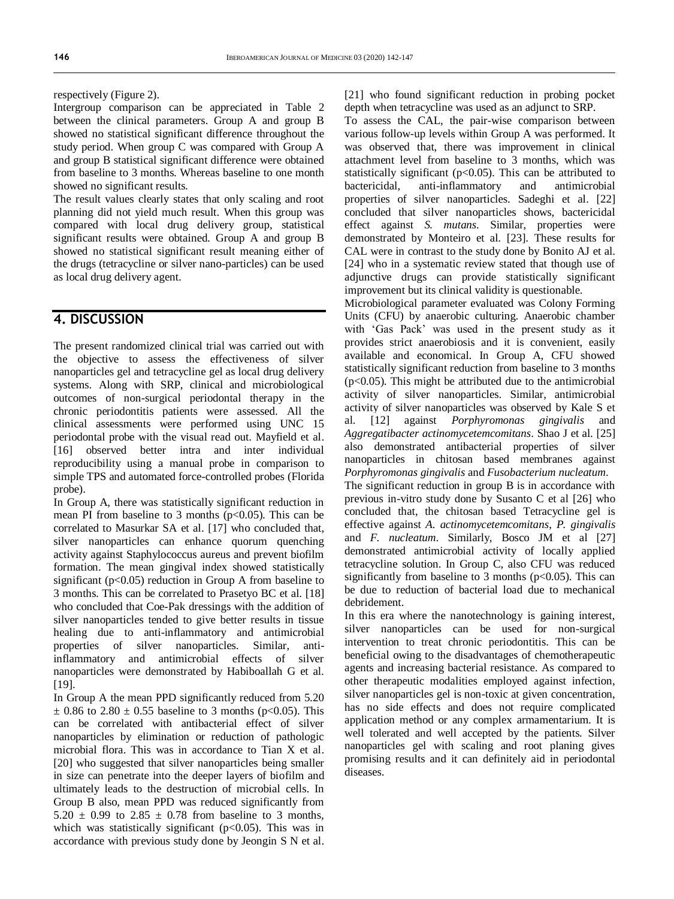respectively (Figure 2).

Intergroup comparison can be appreciated in Table 2 between the clinical parameters. Group A and group B showed no statistical significant difference throughout the study period. When group C was compared with Group A and group B statistical significant difference were obtained from baseline to 3 months. Whereas baseline to one month showed no significant results.

The result values clearly states that only scaling and root planning did not yield much result. When this group was compared with local drug delivery group, statistical significant results were obtained. Group A and group B showed no statistical significant result meaning either of the drugs (tetracycline or silver nano-particles) can be used as local drug delivery agent.

## 4. DISCUSSION

The present randomized clinical trial was carried out with the objective to assess the effectiveness of silver nanoparticles gel and tetracycline gel as local drug delivery systems. Along with SRP, clinical and microbiological outcomes of non-surgical periodontal therapy in the chronic periodontitis patients were assessed. All the clinical assessments were performed using UNC 15 periodontal probe with the visual read out. Mayfield et al. [16] observed better intra and inter individual reproducibility using a manual probe in comparison to simple TPS and automated force-controlled probes (Florida probe).

In Group A, there was statistically significant reduction in mean PI from baseline to 3 months ($p<0.05$). This can be correlated to Masurkar SA et al. [17] who concluded that, silver nanoparticles can enhance quorum quenching activity against Staphylococcus aureus and prevent biofilm formation. The mean gingival index showed statistically significant ($p<0.05$) reduction in Group A from baseline to 3 months. This can be correlated to Prasetyo BC et al. [18] who concluded that Coe-Pak dressings with the addition of silver nanoparticles tended to give better results in tissue healing due to anti-inflammatory and antimicrobial properties of silver nanoparticles. Similar, anti-inflammatory and antimicrobial effects of silver nanoparticles were demonstrated by Habiboallah G et al. [19].

In Group A the mean PPD significantly reduced from $5.20 \pm 0.86$ to $2.80 \pm 0.55$ baseline to 3 months ($p<0.05$). This can be correlated with antibacterial effect of silver nanoparticles by elimination or reduction of pathologic microbial flora. This was in accordance to Tian X et al. [20] who suggested that silver nanoparticles being smaller in size can penetrate into the deeper layers of biofilm and ultimately leads to the destruction of microbial cells. In Group B also, mean PPD was reduced significantly from $5.20 \pm 0.99$ to $2.85 \pm 0.78$ from baseline to 3 months, which was statistically significant ($p<0.05$). This was in accordance with previous study done by Jeongin S N et al. [21] who found significant reduction in probing pocket depth when tetracycline was used as an adjunct to SRP.

To assess the CAL, the pair-wise comparison between various follow-up levels within Group A was performed. It was observed that, there was improvement in clinical attachment level from baseline to 3 months, which was statistically significant ($p<0.05$). This can be attributed to bactericidal, anti-inflammatory and antimicrobial properties of silver nanoparticles. Sadeghi et al. [22] concluded that silver nanoparticles shows, bactericidal effect against *S. mutans*. Similar, properties were demonstrated by Monteiro et al. [23]. These results for CAL were in contrast to the study done by Bonito AJ et al. [24] who in a systematic review stated that though use of adjunctive drugs can provide statistically significant improvement but its clinical validity is questionable.

Microbiological parameter evaluated was Colony Forming Units (CFU) by anaerobic culturing. Anaerobic chamber with 'Gas Pack' was used in the present study as it provides strict anaerobiosis and it is convenient, easily available and economical. In Group A, CFU showed statistically significant reduction from baseline to 3 months ($p<0.05$). This might be attributed due to the antimicrobial activity of silver nanoparticles. Similar, antimicrobial activity of silver nanoparticles was observed by Kale S et al. [12] against *Porphyromonas gingivalis* and *Aggregatibacter actinomycetemcomitans*. Shao J et al. [25] also demonstrated antibacterial properties of silver nanoparticles in chitosan based membranes against *Porphyromonas gingivalis* and *Fusobacterium nucleatum*.

The significant reduction in group B is in accordance with previous in-vitro study done by Susanto C et al [26] who concluded that, the chitosan based Tetracycline gel is effective against *A. actinomycetemcomitans*, *P. gingivalis* and *F. nucleatum*. Similarly, Bosco JM et al [27] demonstrated antimicrobial activity of locally applied tetracycline solution. In Group C, also CFU was reduced significantly from baseline to 3 months ($p<0.05$). This can be due to reduction of bacterial load due to mechanical debridement.

In this era where the nanotechnology is gaining interest, silver nanoparticles can be used for non-surgical intervention to treat chronic periodontitis. This can be beneficial owing to the disadvantages of chemotherapeutic agents and increasing bacterial resistance. As compared to other therapeutic modalities employed against infection, silver nanoparticles gel is non-toxic at given concentration, has no side effects and does not require complicated application method or any complex armamentarium. It is well tolerated and well accepted by the patients. Silver nanoparticles gel with scaling and root planing gives promising results and it can definitely aid in periodontal diseases.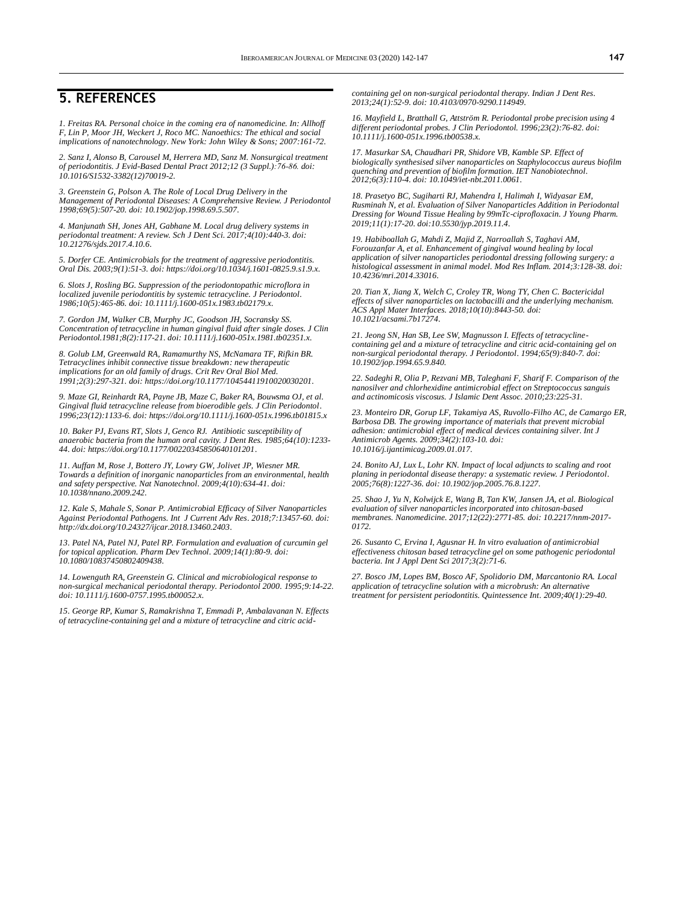## 5. REFERENCES

*1. Freitas RA. Personal choice in the coming era of nanomedicine. In: Allhoff F, Lin P, Moor JH, Weckert J, Roco MC. Nanoethics: The ethical and social implications of nanotechnology. New York: John Wiley & Sons; 2007:161-72.*

*2. Sanz I, Alonso B, Carousel M, Herrera MD, Sanz M. Nonsurgical treatment of periodontitis. J Evid-Based Dental Pract 2012;12 (3 Suppl.):76-86. doi: 10.1016/S1532-3382(12)70019-2.*

*3. Greenstein G, Polson A. The Role of Local Drug Delivery in the Management of Periodontal Diseases: A Comprehensive Review. J Periodontol 1998;69(5):507-20. doi: 10.1902/jop.1998.69.5.507.*

*4. Manjunath SH, Jones AH, Gabhane M. Local drug delivery systems in periodontal treatment: A review. Sch J Dent Sci. 2017;4(10):440-3. doi: 10.21276/sjds.2017.4.10.6.*

*5. Dorfer CE. Antimicrobials for the treatment of aggressive periodontitis. Oral Dis. 2003;9(1):51-3. doi: https://doi.org/10.1034/j.1601-0825.9.s1.9.x.*

*6. Slots J, Rosling BG. Suppression of the periodontopathic microflora in localized juvenile periodontitis by systemic tetracycline. J Periodontol. 1986;10(5):465-86. doi: 10.1111/j.1600-051x.1983.tb02179.x.*

*7. Gordon JM, Walker CB, Murphy JC, Goodson JH, Socransky SS. Concentration of tetracycline in human gingival fluid after single doses. J Clin Periodontol.1981;8(2):117-21. doi: 10.1111/j.1600-051x.1981.tb02351.x.*

*8. Golub LM, Greenwald RA, Ramamurthy NS, McNamara TF, Rifkin BR. Tetracyclines inhibit connective tissue breakdown: new therapeutic implications for an old family of drugs. Crit Rev Oral Biol Med. 1991;2(3):297-321. doi: https://doi.org/10.1177/10454411910020030201.*

*9. Maze GI, Reinhardt RA, Payne JB, Maze C, Baker RA, Bouwsma OJ, et al. Gingival fluid tetracycline release from bioerodible gels. J Clin Periodontol. 1996;23(12):1133-6. doi: https://doi.org/10.1111/j.1600-051x.1996.tb01815.x*

*10. Baker PJ, Evans RT, Slots J, Genco RJ. Antibiotic susceptibility of anaerobic bacteria from the human oral cavity. J Dent Res. 1985;64(10):1233-44. doi: https://doi.org/10.1177/00220345850640101201.*

*11. Auffan M, Rose J, Bottero JY, Lowry GW, Jolivet JP, Wiesner MR. Towards a definition of inorganic nanoparticles from an environmental, health and safety perspective. Nat Nanotechnol. 2009;4(10):634-41. doi: 10.1038/nnano.2009.242.*

*12. Kale S, Mahale S, Sonar P. Antimicrobial Efficacy of Silver Nanoparticles Against Periodontal Pathogens. Int J Current Adv Res. 2018;7:13457-60. doi: http://dx.doi.org/10.24327/ijcar.2018.13460.2403.*

*13. Patel NA, Patel NJ, Patel RP. Formulation and evaluation of curcumin gel for topical application. Pharm Dev Technol. 2009;14(1):80-9. doi: 10.1080/10837450802409438.*

*14. Lowenguth RA, Greenstein G. Clinical and microbiological response to non-surgical mechanical periodontal therapy. Periodontol 2000. 1995;9:14-22. doi: 10.1111/j.1600-0757.1995.tb00052.x.*

*15. George RP, Kumar S, Ramakrishna T, Emmadi P, Ambalavanan N. Effects of tetracycline-containing gel and a mixture of tetracycline and citric acid-containing gel on non-surgical periodontal therapy. Indian J Dent Res. 2013;24(1):52-9. doi: 10.4103/0970-9290.114949.*

*16. Mayfield L, Bratthall G, Attström R. Periodontal probe precision using 4 different periodontal probes. J Clin Periodontol. 1996;23(2):76-82. doi: 10.1111/j.1600-051x.1996.tb00538.x.*

*17. Masurkar SA, Chaudhari PR, Shidore VB, Kamble SP. Effect of biologically synthesised silver nanoparticles on Staphylococcus aureus biofilm quenching and prevention of biofilm formation. IET Nanobiotechnol. 2012;6(3):110-4. doi: 10.1049/iet-nbt.2011.0061.*

*18. Prasetyo BC, Sugiharti RJ, Mahendra I, Halimah I, Widyasar EM, Rusminah N, et al. Evaluation of Silver Nanoparticles Addition in Periodontal Dressing for Wound Tissue Healing by 99mTc-ciprofloxacin. J Young Pharm. 2019;11(1):17-20. doi:10.5530/jyp.2019.11.4.*

*19. Habiboallah G, Mahdi Z, Majid Z, Narroallah S, Taghavi AM, Forouzanfar A, et al. Enhancement of gingival wound healing by local application of silver nanoparticles periodontal dressing following surgery: a histological assessment in animal model. Mod Res Inflam. 2014;3:128-38. doi: 10.4236/mri.2014.33016.*

*20. Tian X, Jiang X, Welch C, Croley TR, Wong TY, Chen C. Bactericidal effects of silver nanoparticles on lactobacilli and the underlying mechanism. ACS Appl Mater Interfaces. 2018;10(10):8443-50. doi: 10.1021/acsami.7b17274.*

*21. Jeong SN, Han SB, Lee SW, Magnusson I. Effects of tetracycline-containing gel and a mixture of tetracycline and citric acid-containing gel on non-surgical periodontal therapy. J Periodontol. 1994;65(9):840-7. doi: 10.1902/jop.1994.65.9.840.*

*22. Sadeghi R, Olia P, Rezvani MB, Taleghani F, Sharif F. Comparison of the nanosilver and chlorhexidine antimicrobial effect on Streptococcus sanguis and actinomicosis viscosus. J Islamic Dent Assoc. 2010;23:225-31.*

*23. Monteiro DR, Gorup LF, Takamiya AS, Ruvollo-Filho AC, de Camargo ER, Barbosa DB. The growing importance of materials that prevent microbial adhesion: antimicrobial effect of medical devices containing silver. Int J Antimicrob Agents. 2009;34(2):103-10. doi: 10.1016/j.ijantimicag.2009.01.017.*

*24. Bonito AJ, Lux L, Lohr KN. Impact of local adjuncts to scaling and root planing in periodontal disease therapy: a systematic review. J Periodontol. 2005;76(8):1227-36. doi: 10.1902/jop.2005.76.8.1227.*

*25. Shao J, Yu N, Kolwijck E, Wang B, Tan KW, Jansen JA, et al. Biological evaluation of silver nanoparticles incorporated into chitosan-based membranes. Nanomedicine. 2017;12(22):2771-85. doi: 10.2217/nnm-2017-0172.*

*26. Susanto C, Ervina I, Agusnar H. In vitro evaluation of antimicrobial effectiveness chitosan based tetracycline gel on some pathogenic periodontal bacteria. Int J Appl Dent Sci 2017;3(2):71-6.*

*27. Bosco JM, Lopes BM, Bosco AF, Spolidorio DM, Marcantonio RA. Local application of tetracycline solution with a microbrush: An alternative treatment for persistent periodontitis. Quintessence Int. 2009;40(1):29-40.*